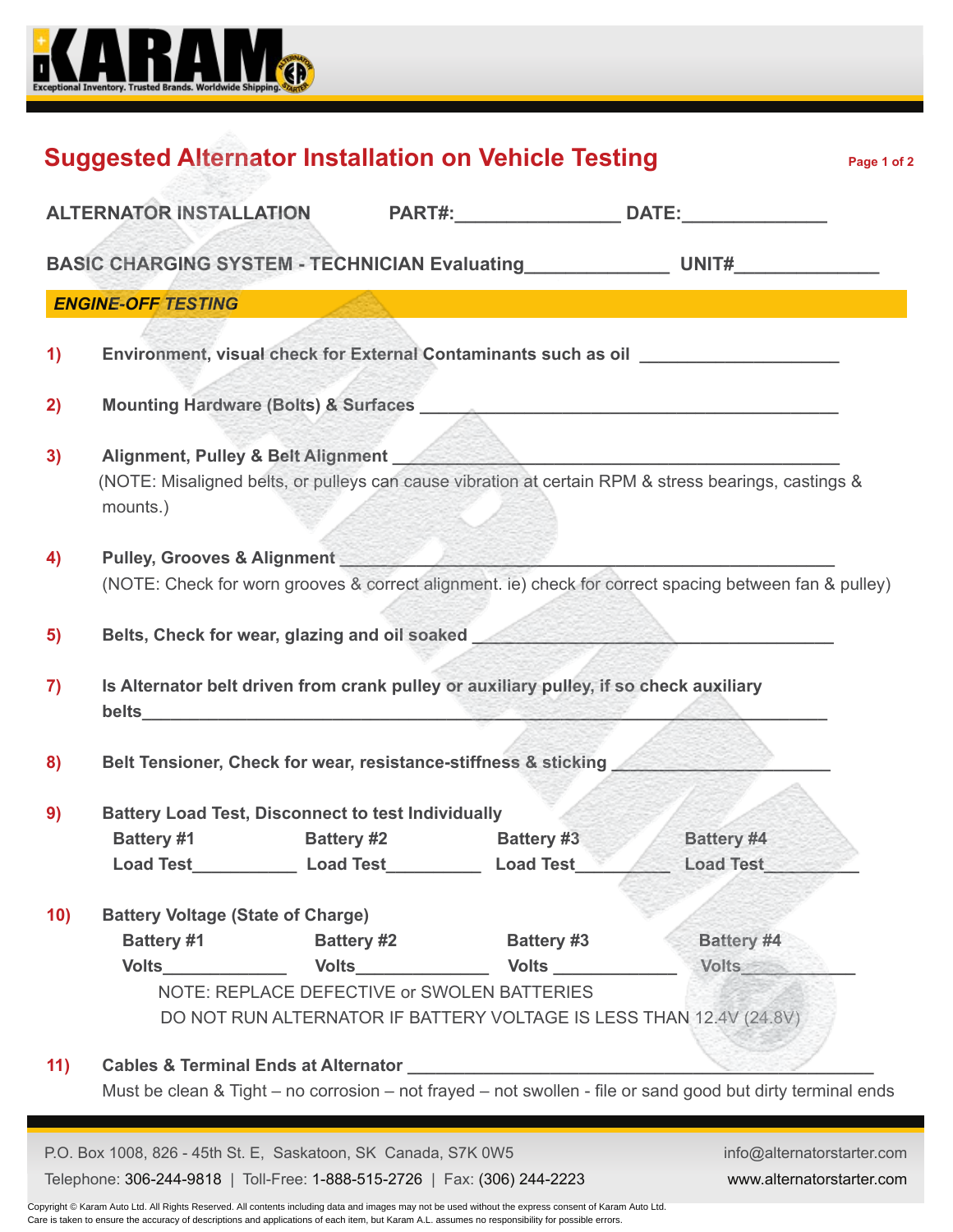# Suggested Alternator Installation on Vehicle Testing

**ALTERNATOR INSTALLATION** **PART#:________________ DATE:______________**

**BASIC CHARGING SYSTEM - TECHNICIAN Evaluating______________ UNIT#______________**

***ENGINE-OFF TESTING***

**1)** **Environment, visual check for External Contaminants such as oil** ____________________

**2)** **Mounting Hardware (Bolts) & Surfaces** ____________________________________________

**3)** **Alignment, Pulley & Belt Alignment** ____________________________________________
(NOTE: Misaligned belts, or pulleys can cause vibration at certain RPM & stress bearings, castings & mounts.)

**4)** **Pulley, Grooves & Alignment** ________________________________________________
(NOTE: Check for worn grooves & correct alignment. ie) check for correct spacing between fan & pulley)

**5)** **Belts, Check for wear, glazing and oil soaked** _____________________________________

**7)** **Is Alternator belt driven from crank pulley or auxiliary pulley, if so check auxiliary belts**________________________________________________________________

**8)** **Belt Tensioner, Check for wear, resistance-stiffness & sticking** ______________________

**9)** **Battery Load Test, Disconnect to test Individually**

| Battery #1 | Battery #2 | Battery #3 | Battery #4 |
|---|---|---|---|
| Load Test___________ | Load Test__________ | Load Test__________ | Load Test__________ |

**10)** **Battery Voltage (State of Charge)**

| Battery #1 | Battery #2 | Battery #3 | Battery #4 |
|---|---|---|---|
| Volts_____________ | Volts______________ | Volts _____________ | Volts____________ |

NOTE: REPLACE DEFECTIVE or SWOLEN BATTERIES
DO NOT RUN ALTERNATOR IF BATTERY VOLTAGE IS LESS THAN 12.4V (24.8V)

**11)** **Cables & Terminal Ends at Alternator** _______________________________________________
Must be clean & Tight – no corrosion – not frayed – not swollen - file or sand good but dirty terminal ends

P.O. Box 1008, 826 - 45th St. E, Saskatoon, SK Canada, S7K 0W5
Telephone: 306-244-9818 | Toll-Free: 1-888-515-2726 | Fax: (306) 244-2223
info@alternatorstarter.com
www.alternatorstarter.com

Copyright © Karam Auto Ltd. All Rights Reserved. All contents including data and images may not be used without the express consent of Karam Auto Ltd.
Care is taken to ensure the accuracy of descriptions and applications of each item, but Karam A.L. assumes no responsibility for possible errors.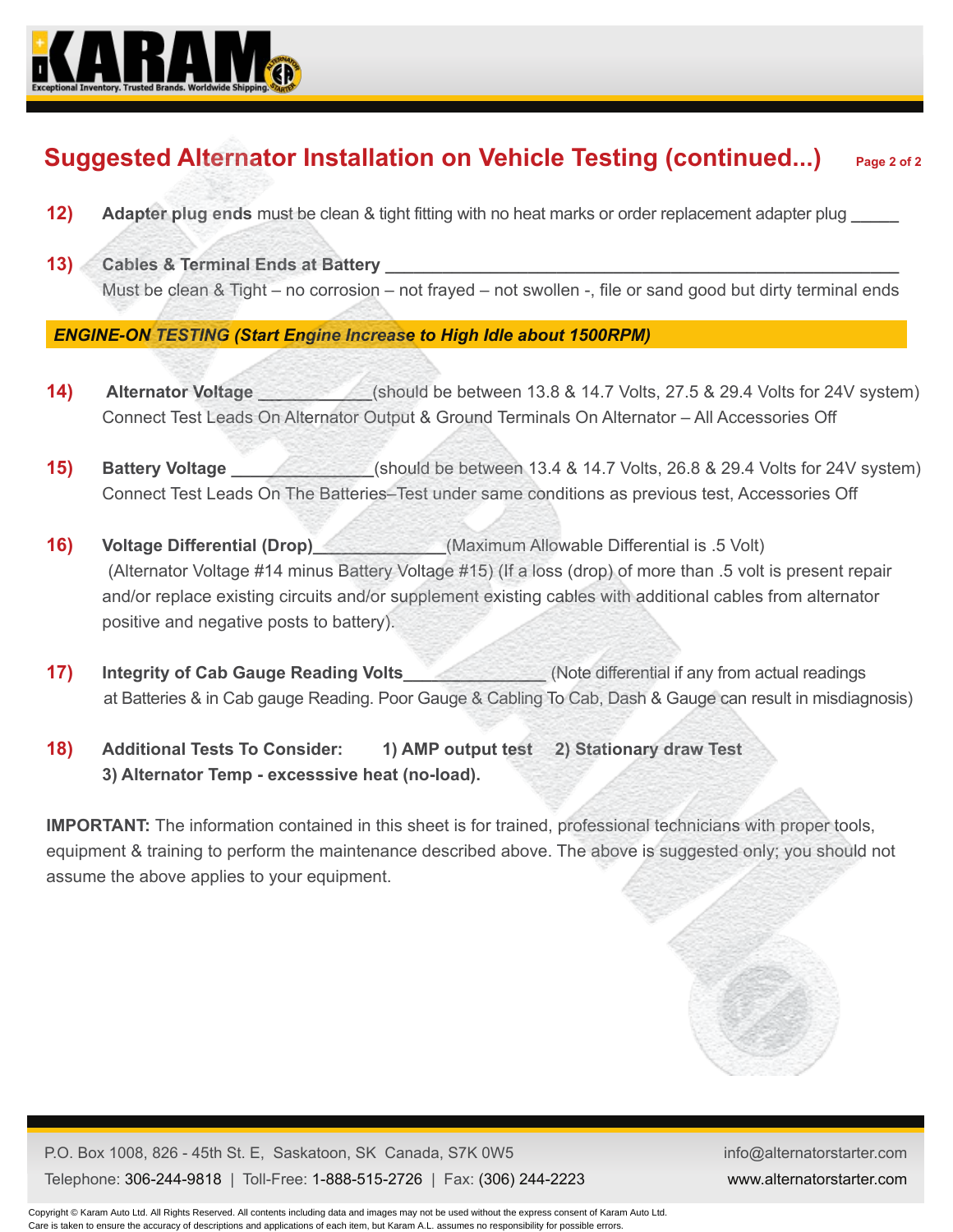# Suggested Alternator Installation on Vehicle Testing (continued...)

**12) Adapter plug ends** must be clean & tight fitting with no heat marks or order replacement adapter plug _____

**13) Cables & Terminal Ends at Battery** _______________________________________________________
Must be clean & Tight – no corrosion – not frayed – not swollen -, file or sand good but dirty terminal ends

***ENGINE-ON TESTING (Start Engine Increase to High Idle about 1500RPM)***

**14) Alternator Voltage** ____________(should be between 13.8 & 14.7 Volts, 27.5 & 29.4 Volts for 24V system)
Connect Test Leads On Alternator Output & Ground Terminals On Alternator – All Accessories Off

**15) Battery Voltage** _______________(should be between 13.4 & 14.7 Volts, 26.8 & 29.4 Volts for 24V system)
Connect Test Leads On The Batteries–Test under same conditions as previous test, Accessories Off

**16) Voltage Differential (Drop)**______________(Maximum Allowable Differential is .5 Volt)
(Alternator Voltage #14 minus Battery Voltage #15) (If a loss (drop) of more than .5 volt is present repair and/or replace existing circuits and/or supplement existing cables with additional cables from alternator positive and negative posts to battery).

**17) Integrity of Cab Gauge Reading Volts**_______________ (Note differential if any from actual readings at Batteries & in Cab gauge Reading. Poor Gauge & Cabling To Cab, Dash & Gauge can result in misdiagnosis)

**18) Additional Tests To Consider: 1) AMP output test 2) Stationary draw Test 3) Alternator Temp - excesssive heat (no-load).**

**IMPORTANT:** The information contained in this sheet is for trained, professional technicians with proper tools, equipment & training to perform the maintenance described above. The above is suggested only; you should not assume the above applies to your equipment.

P.O. Box 1008, 826 - 45th St. E, Saskatoon, SK Canada, S7K 0W5
Telephone: 306-244-9818 | Toll-Free: 1-888-515-2726 | Fax: (306) 244-2223
info@alternatorstarter.com
www.alternatorstarter.com

Copyright © Karam Auto Ltd. All Rights Reserved. All contents including data and images may not be used without the express consent of Karam Auto Ltd.
Care is taken to ensure the accuracy of descriptions and applications of each item, but Karam A.L. assumes no responsibility for possible errors.